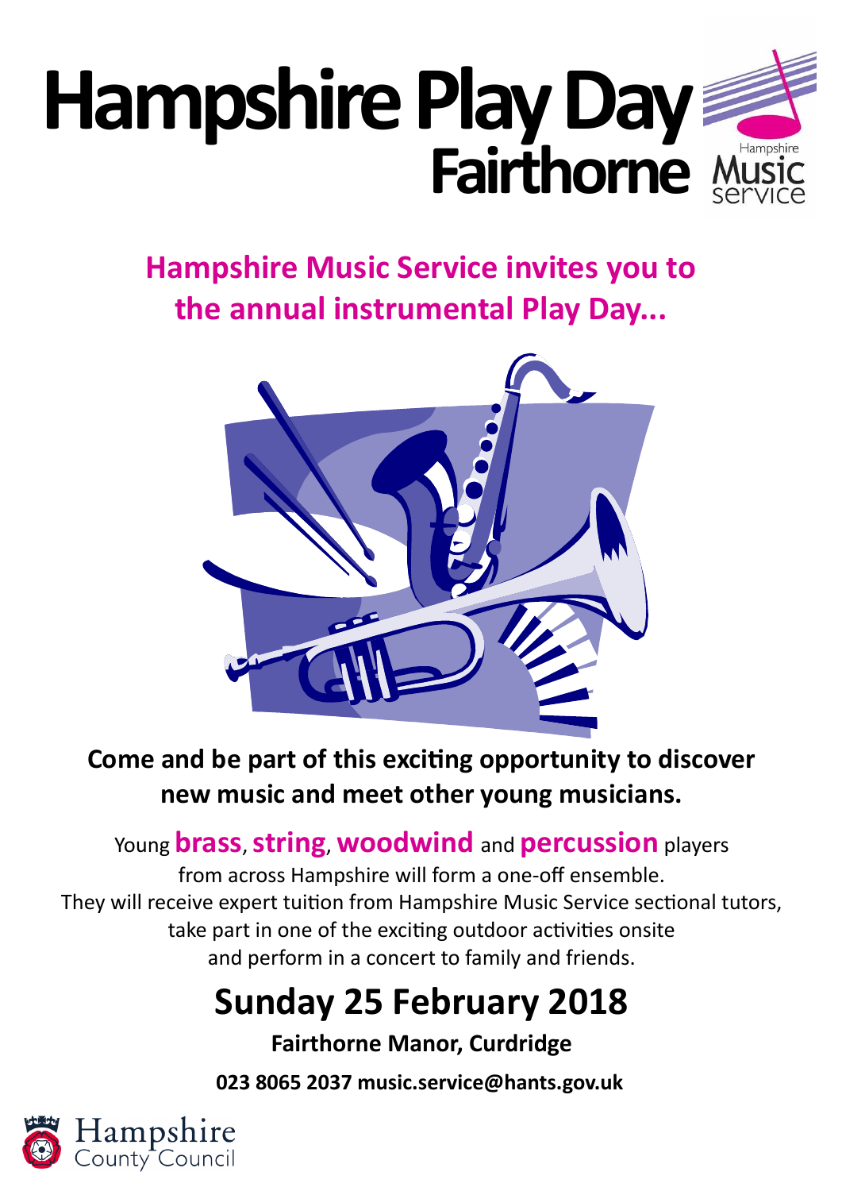# Hampshire Play Day

## Fairthorne

Hampshire Music service

**Hampshire Music Service invites you to the annual instrumental Play Day...**

**Come and be part of this exciting opportunity to discover new music and meet other young musicians.**

Young **brass**, **string**, **woodwind** and **percussion** players from across Hampshire will form a one-off ensemble. They will receive expert tuition from Hampshire Music Service sectional tutors, take part in one of the exciting outdoor activities onsite and perform in a concert to family and friends.

## Sunday 25 February 2018

**Fairthorne Manor, Curdridge**

**023 8065 2037 music.service@hants.gov.uk**

Hampshire County Council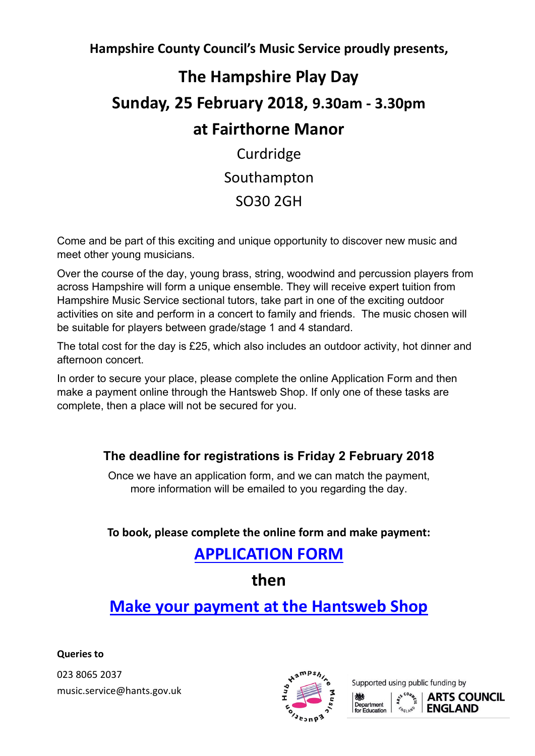**Hampshire County Council's Music Service proudly presents,**

# The Hampshire Play Day

## Sunday, 25 February 2018, 9.30am - 3.30pm

## at Fairthorne Manor

Curdridge

Southampton

SO30 2GH

Come and be part of this exciting and unique opportunity to discover new music and meet other young musicians.

Over the course of the day, young brass, string, woodwind and percussion players from across Hampshire will form a unique ensemble. They will receive expert tuition from Hampshire Music Service sectional tutors, take part in one of the exciting outdoor activities on site and perform in a concert to family and friends. The music chosen will be suitable for players between grade/stage 1 and 4 standard.

The total cost for the day is £25, which also includes an outdoor activity, hot dinner and afternoon concert.

In order to secure your place, please complete the online Application Form and then make a payment online through the Hantsweb Shop. If only one of these tasks are complete, then a place will not be secured for you.

**The deadline for registrations is Friday 2 February 2018**

Once we have an application form, and we can match the payment, more information will be emailed to you regarding the day.

**To book, please complete the online form and make payment:**

**APPLICATION FORM**

**then**

**Make your payment at the Hantsweb Shop**

**Queries to**

023 8065 2037

music.service@hants.gov.uk

Hampshire Music Education Hub

Supported using public funding by Department for Education | Arts Council England